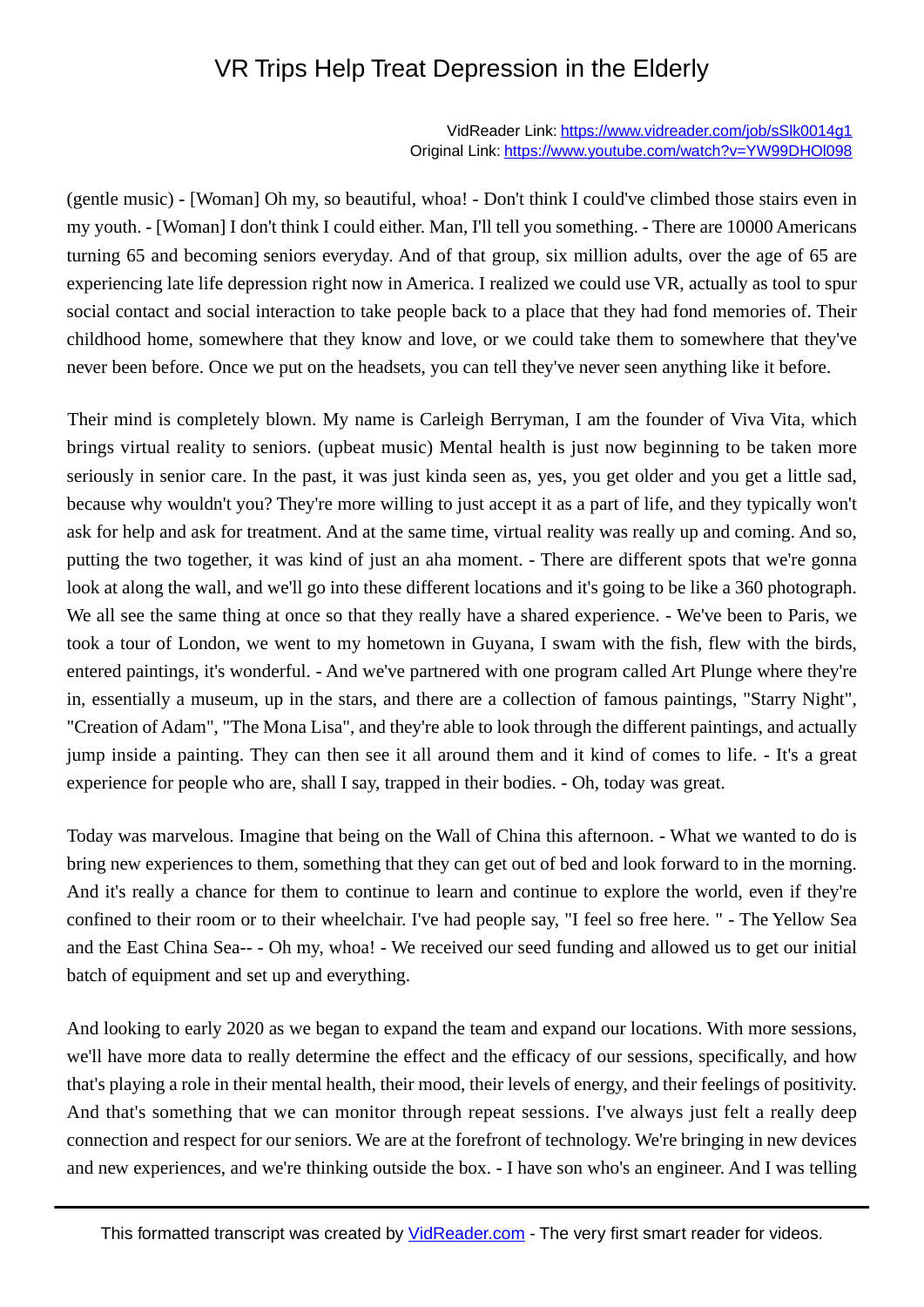# VR Trips Help Treat Depression in the Elderly

VidReader Link: https://www.vidreader.com/job/sSlk0014g1
Original Link: https://www.youtube.com/watch?v=YW99DHOl098

(gentle music) - [Woman] Oh my, so beautiful, whoa! - Don't think I could've climbed those stairs even in my youth. - [Woman] I don't think I could either. Man, I'll tell you something. - There are 10000 Americans turning 65 and becoming seniors everyday. And of that group, six million adults, over the age of 65 are experiencing late life depression right now in America. I realized we could use VR, actually as tool to spur social contact and social interaction to take people back to a place that they had fond memories of. Their childhood home, somewhere that they know and love, or we could take them to somewhere that they've never been before. Once we put on the headsets, you can tell they've never seen anything like it before.

Their mind is completely blown. My name is Carleigh Berryman, I am the founder of Viva Vita, which brings virtual reality to seniors. (upbeat music) Mental health is just now beginning to be taken more seriously in senior care. In the past, it was just kinda seen as, yes, you get older and you get a little sad, because why wouldn't you? They're more willing to just accept it as a part of life, and they typically won't ask for help and ask for treatment. And at the same time, virtual reality was really up and coming. And so, putting the two together, it was kind of just an aha moment. - There are different spots that we're gonna look at along the wall, and we'll go into these different locations and it's going to be like a 360 photograph. We all see the same thing at once so that they really have a shared experience. - We've been to Paris, we took a tour of London, we went to my hometown in Guyana, I swam with the fish, flew with the birds, entered paintings, it's wonderful. - And we've partnered with one program called Art Plunge where they're in, essentially a museum, up in the stars, and there are a collection of famous paintings, "Starry Night", "Creation of Adam", "The Mona Lisa", and they're able to look through the different paintings, and actually jump inside a painting. They can then see it all around them and it kind of comes to life. - It's a great experience for people who are, shall I say, trapped in their bodies. - Oh, today was great.

Today was marvelous. Imagine that being on the Wall of China this afternoon. - What we wanted to do is bring new experiences to them, something that they can get out of bed and look forward to in the morning. And it's really a chance for them to continue to learn and continue to explore the world, even if they're confined to their room or to their wheelchair. I've had people say, "I feel so free here. " - The Yellow Sea and the East China Sea-- - Oh my, whoa! - We received our seed funding and allowed us to get our initial batch of equipment and set up and everything.

And looking to early 2020 as we began to expand the team and expand our locations. With more sessions, we'll have more data to really determine the effect and the efficacy of our sessions, specifically, and how that's playing a role in their mental health, their mood, their levels of energy, and their feelings of positivity. And that's something that we can monitor through repeat sessions. I've always just felt a really deep connection and respect for our seniors. We are at the forefront of technology. We're bringing in new devices and new experiences, and we're thinking outside the box. - I have son who's an engineer. And I was telling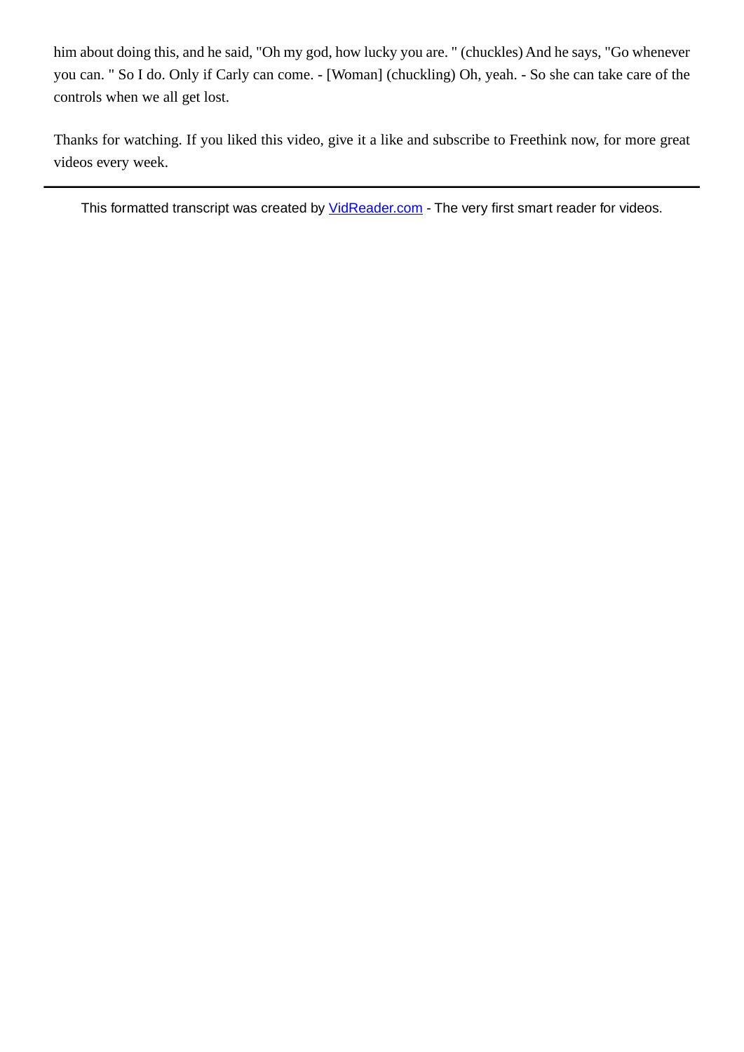him about doing this, and he said, "Oh my god, how lucky you are. " (chuckles) And he says, "Go whenever you can. " So I do. Only if Carly can come. - [Woman] (chuckling) Oh, yeah. - So she can take care of the controls when we all get lost.

Thanks for watching. If you liked this video, give it a like and subscribe to Freethink now, for more great videos every week.

---

This formatted transcript was created by VidReader.com - The very first smart reader for videos.